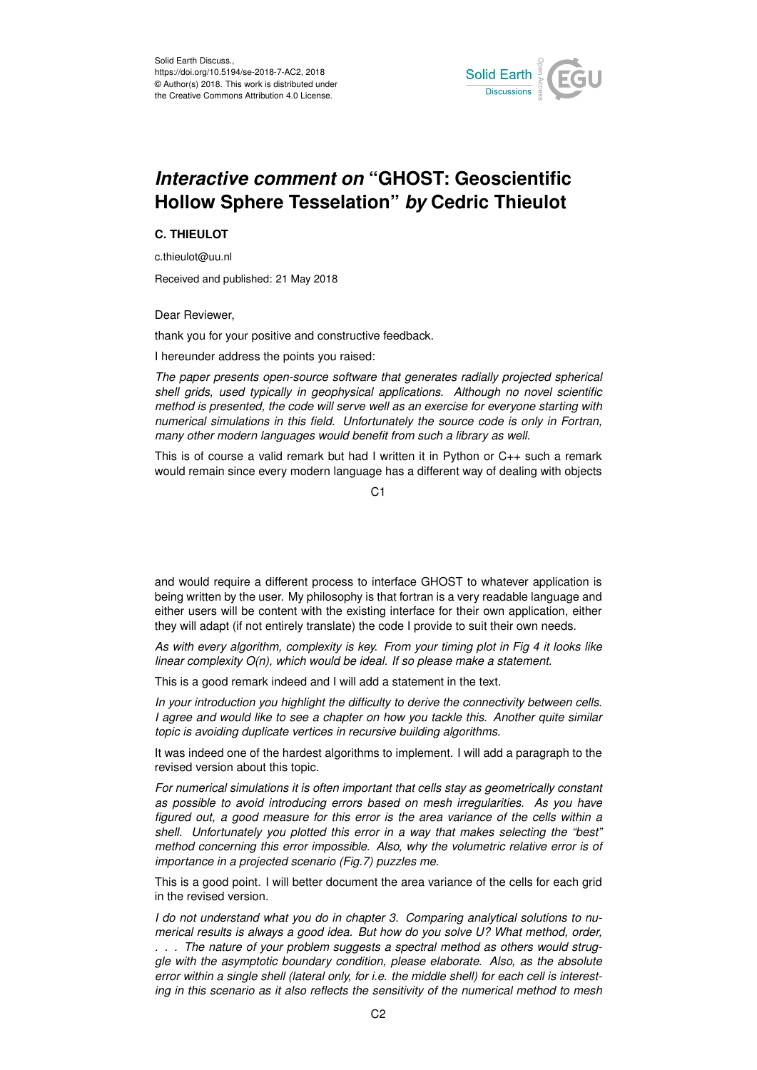# *Interactive comment on* "GHOST: Geoscientific Hollow Sphere Tesselation" *by* Cedric Thieulot

**C. THIEULOT**

c.thieulot@uu.nl

Received and published: 21 May 2018

Dear Reviewer,

thank you for your positive and constructive feedback.

I hereunder address the points you raised:

*The paper presents open-source software that generates radially projected spherical shell grids, used typically in geophysical applications. Although no novel scientific method is presented, the code will serve well as an exercise for everyone starting with numerical simulations in this field. Unfortunately the source code is only in Fortran, many other modern languages would benefit from such a library as well.*

This is of course a valid remark but had I written it in Python or C++ such a remark would remain since every modern language has a different way of dealing with objects and would require a different process to interface GHOST to whatever application is being written by the user. My philosophy is that fortran is a very readable language and either users will be content with the existing interface for their own application, either they will adapt (if not entirely translate) the code I provide to suit their own needs.

*As with every algorithm, complexity is key. From your timing plot in Fig 4 it looks like linear complexity O(n), which would be ideal. If so please make a statement.*

This is a good remark indeed and I will add a statement in the text.

*In your introduction you highlight the difficulty to derive the connectivity between cells. I agree and would like to see a chapter on how you tackle this. Another quite similar topic is avoiding duplicate vertices in recursive building algorithms.*

It was indeed one of the hardest algorithms to implement. I will add a paragraph to the revised version about this topic.

*For numerical simulations it is often important that cells stay as geometrically constant as possible to avoid introducing errors based on mesh irregularities. As you have figured out, a good measure for this error is the area variance of the cells within a shell. Unfortunately you plotted this error in a way that makes selecting the "best" method concerning this error impossible. Also, why the volumetric relative error is of importance in a projected scenario (Fig.7) puzzles me.*

This is a good point. I will better document the area variance of the cells for each grid in the revised version.

*I do not understand what you do in chapter 3. Comparing analytical solutions to numerical results is always a good idea. But how do you solve U? What method, order, . . . The nature of your problem suggests a spectral method as others would struggle with the asymptotic boundary condition, please elaborate. Also, as the absolute error within a single shell (lateral only, for i.e. the middle shell) for each cell is interesting in this scenario as it also reflects the sensitivity of the numerical method to mesh*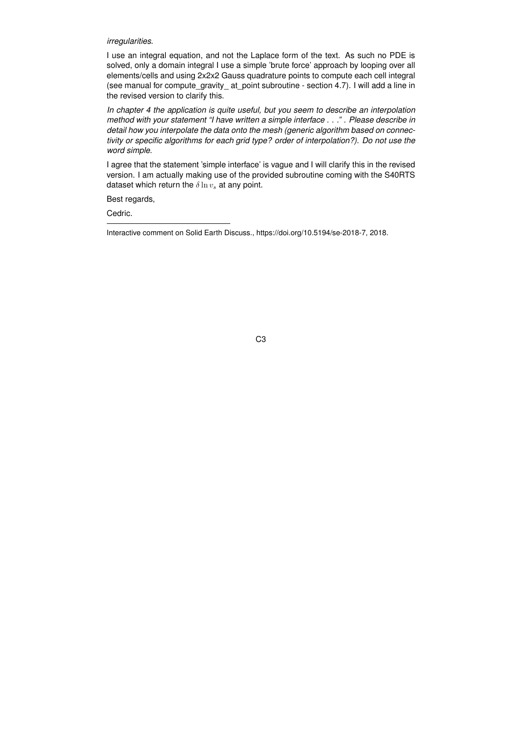*irregularities.*

I use an integral equation, and not the Laplace form of the text. As such no PDE is solved, only a domain integral I use a simple 'brute force' approach by looping over all elements/cells and using 2x2x2 Gauss quadrature points to compute each cell integral (see manual for compute_gravity_ at_point subroutine - section 4.7). I will add a line in the revised version to clarify this.

*In chapter 4 the application is quite useful, but you seem to describe an interpolation method with your statement "I have written a simple interface . . ." . Please describe in detail how you interpolate the data onto the mesh (generic algorithm based on connectivity or specific algorithms for each grid type? order of interpolation?). Do not use the word simple.*

I agree that the statement 'simple interface' is vague and I will clarify this in the revised version. I am actually making use of the provided subroutine coming with the S40RTS dataset which return the $\delta \ln v_s$ at any point.

Best regards,

Cedric.

---

Interactive comment on Solid Earth Discuss., https://doi.org/10.5194/se-2018-7, 2018.